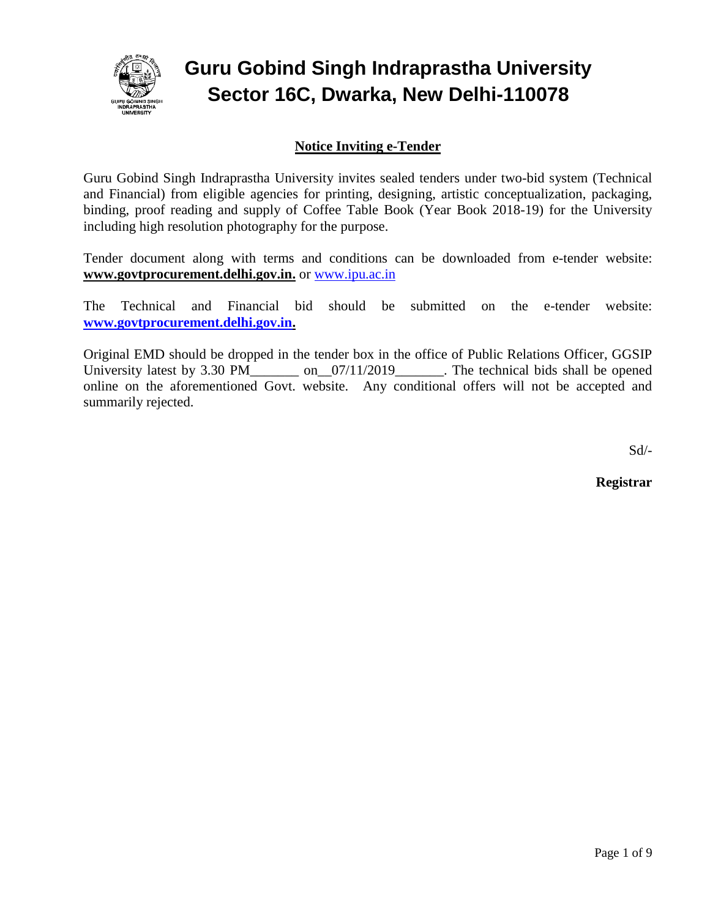# Guru Gobind Singh Indraprastha University
# Sector 16C, Dwarka, New Delhi-110078

## Notice Inviting e-Tender

Guru Gobind Singh Indraprastha University invites sealed tenders under two-bid system (Technical and Financial) from eligible agencies for printing, designing, artistic conceptualization, packaging, binding, proof reading and supply of Coffee Table Book (Year Book 2018-19) for the University including high resolution photography for the purpose.

Tender document along with terms and conditions can be downloaded from e-tender website: **www.govtprocurement.delhi.gov.in.** or www.ipu.ac.in

The Technical and Financial bid should be submitted on the e-tender website: **www.govtprocurement.delhi.gov.in.**

Original EMD should be dropped in the tender box in the office of Public Relations Officer, GGSIP University latest by 3.30 PM_______ on__07/11/2019_______. The technical bids shall be opened online on the aforementioned Govt. website. Any conditional offers will not be accepted and summarily rejected.

Sd/-

**Registrar**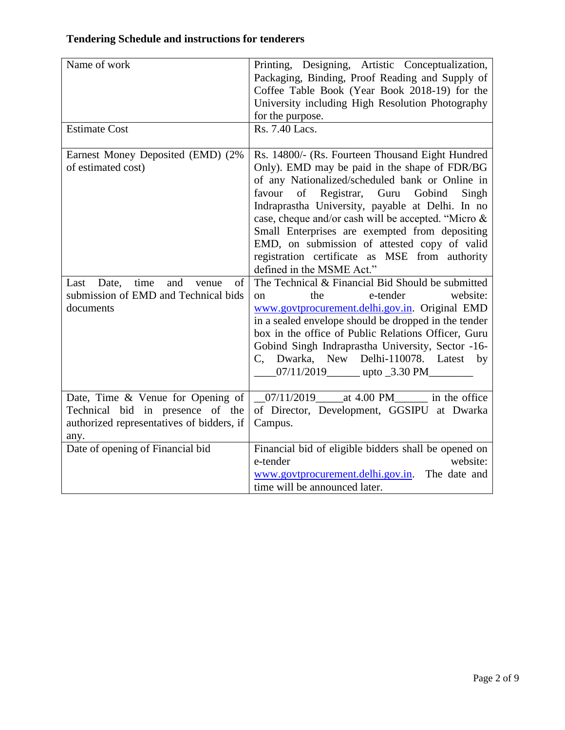**Tendering Schedule and instructions for tenderers**

| Name of work | Printing, Designing, Artistic Conceptualization, Packaging, Binding, Proof Reading and Supply of Coffee Table Book (Year Book 2018-19) for the University including High Resolution Photography for the purpose. |
|---|---|
| Estimate Cost | Rs. 7.40 Lacs. |
| Earnest Money Deposited (EMD) (2% of estimated cost) | Rs. 14800/- (Rs. Fourteen Thousand Eight Hundred Only). EMD may be paid in the shape of FDR/BG of any Nationalized/scheduled bank or Online in favour of Registrar, Guru Gobind Singh Indraprastha University, payable at Delhi. In no case, cheque and/or cash will be accepted. "Micro & Small Enterprises are exempted from depositing EMD, on submission of attested copy of valid registration certificate as MSE from authority defined in the MSME Act." |
| Last Date, time and venue of submission of EMD and Technical bids documents | The Technical & Financial Bid Should be submitted on the e-tender website: www.govtprocurement.delhi.gov.in. Original EMD in a sealed envelope should be dropped in the tender box in the office of Public Relations Officer, Guru Gobind Singh Indraprastha University, Sector -16-C, Dwarka, New Delhi-110078. Latest by ____07/11/2019______ upto _3.30 PM________ |
| Date, Time & Venue for Opening of Technical bid in presence of the authorized representatives of bidders, if any. | __07/11/2019_____at 4.00 PM______ in the office of Director, Development, GGSIPU at Dwarka Campus. |
| Date of opening of Financial bid | Financial bid of eligible bidders shall be opened on e-tender website: www.govtprocurement.delhi.gov.in. The date and time will be announced later. |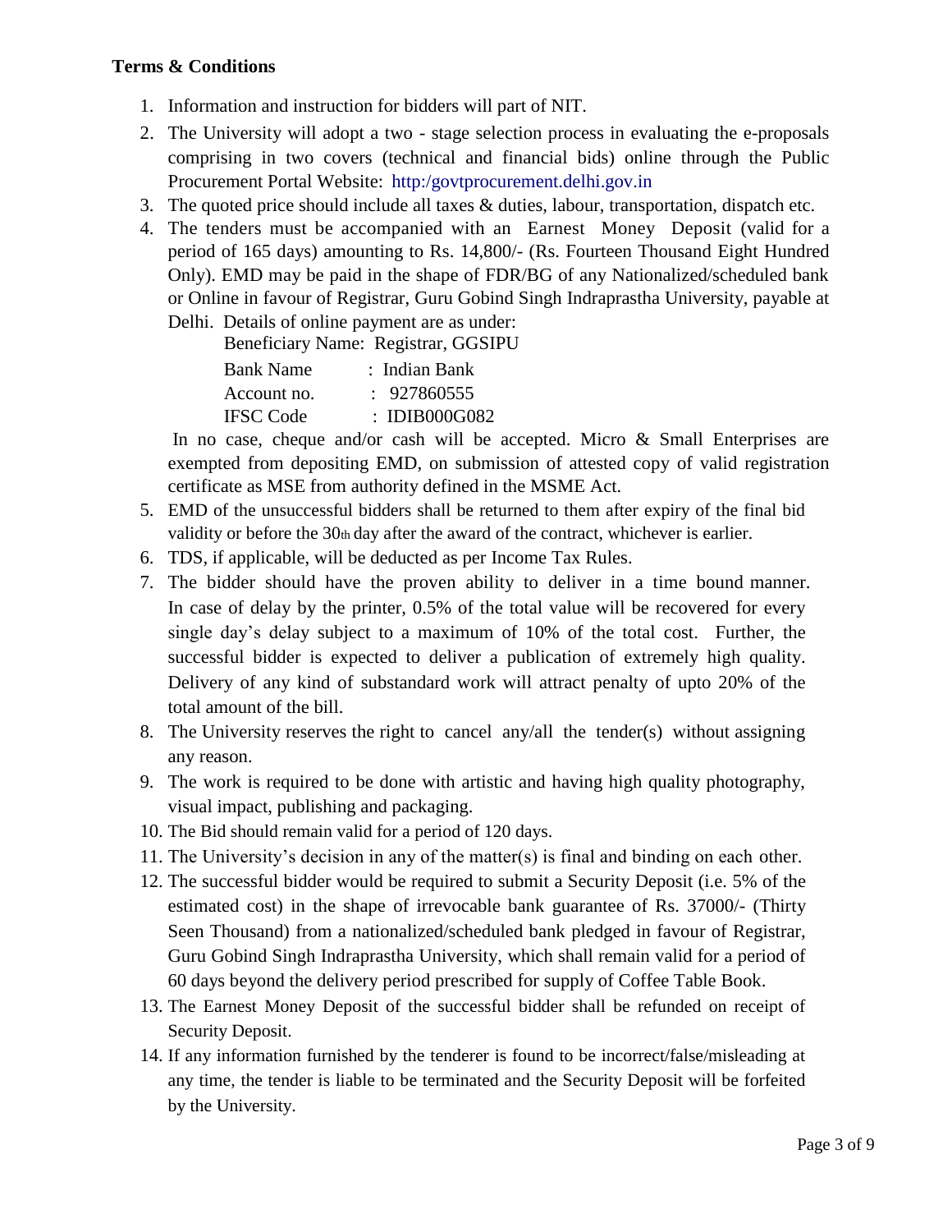**Terms & Conditions**

1. Information and instruction for bidders will part of NIT.
2. The University will adopt a two - stage selection process in evaluating the e-proposals comprising in two covers (technical and financial bids) online through the Public Procurement Portal Website: http:/govtprocurement.delhi.gov.in
3. The quoted price should include all taxes & duties, labour, transportation, dispatch etc.
4. The tenders must be accompanied with an Earnest Money Deposit (valid for a period of 165 days) amounting to Rs. 14,800/- (Rs. Fourteen Thousand Eight Hundred Only). EMD may be paid in the shape of FDR/BG of any Nationalized/scheduled bank or Online in favour of Registrar, Guru Gobind Singh Indraprastha University, payable at Delhi. Details of online payment are as under:

   Beneficiary Name: Registrar, GGSIPU

   | | |
   |---|---|
   | Bank Name | : Indian Bank |
   | Account no. | : 927860555 |
   | IFSC Code | : IDIB000G082 |

   In no case, cheque and/or cash will be accepted. Micro & Small Enterprises are exempted from depositing EMD, on submission of attested copy of valid registration certificate as MSE from authority defined in the MSME Act.
5. EMD of the unsuccessful bidders shall be returned to them after expiry of the final bid validity or before the 30th day after the award of the contract, whichever is earlier.
6. TDS, if applicable, will be deducted as per Income Tax Rules.
7. The bidder should have the proven ability to deliver in a time bound manner. In case of delay by the printer, 0.5% of the total value will be recovered for every single day's delay subject to a maximum of 10% of the total cost. Further, the successful bidder is expected to deliver a publication of extremely high quality. Delivery of any kind of substandard work will attract penalty of upto 20% of the total amount of the bill.
8. The University reserves the right to cancel any/all the tender(s) without assigning any reason.
9. The work is required to be done with artistic and having high quality photography, visual impact, publishing and packaging.
10. The Bid should remain valid for a period of 120 days.
11. The University's decision in any of the matter(s) is final and binding on each other.
12. The successful bidder would be required to submit a Security Deposit (i.e. 5% of the estimated cost) in the shape of irrevocable bank guarantee of Rs. 37000/- (Thirty Seen Thousand) from a nationalized/scheduled bank pledged in favour of Registrar, Guru Gobind Singh Indraprastha University, which shall remain valid for a period of 60 days beyond the delivery period prescribed for supply of Coffee Table Book.
13. The Earnest Money Deposit of the successful bidder shall be refunded on receipt of Security Deposit.
14. If any information furnished by the tenderer is found to be incorrect/false/misleading at any time, the tender is liable to be terminated and the Security Deposit will be forfeited by the University.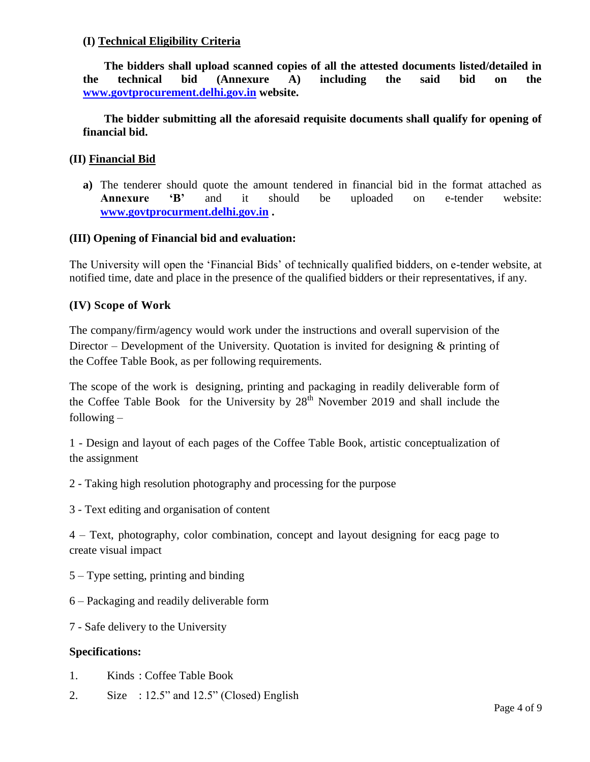**(I) Technical Eligibility Criteria**

**The bidders shall upload scanned copies of all the attested documents listed/detailed in the technical bid (Annexure A) including the said bid on the [www.govtprocurement.delhi.gov.in](http://www.govtprocurement.delhi.gov.in) website.**

**The bidder submitting all the aforesaid requisite documents shall qualify for opening of financial bid.**

**(II) Financial Bid**

**a)** The tenderer should quote the amount tendered in financial bid in the format attached as **Annexure 'B'** and it should be uploaded on e-tender website: **[www.govtprocurment.delhi.gov.in](http://www.govtprocurment.delhi.gov.in) .**

**(III) Opening of Financial bid and evaluation:**

The University will open the 'Financial Bids' of technically qualified bidders, on e-tender website, at notified time, date and place in the presence of the qualified bidders or their representatives, if any.

**(IV) Scope of Work**

The company/firm/agency would work under the instructions and overall supervision of the Director – Development of the University. Quotation is invited for designing & printing of the Coffee Table Book, as per following requirements.

The scope of the work is designing, printing and packaging in readily deliverable form of the Coffee Table Book for the University by 28th November 2019 and shall include the following –

1 - Design and layout of each pages of the Coffee Table Book, artistic conceptualization of the assignment

2 - Taking high resolution photography and processing for the purpose

3 - Text editing and organisation of content

4 – Text, photography, color combination, concept and layout designing for eacg page to create visual impact

5 – Type setting, printing and binding

6 – Packaging and readily deliverable form

7 - Safe delivery to the University

**Specifications:**

1. Kinds : Coffee Table Book
2. Size : 12.5" and 12.5" (Closed) English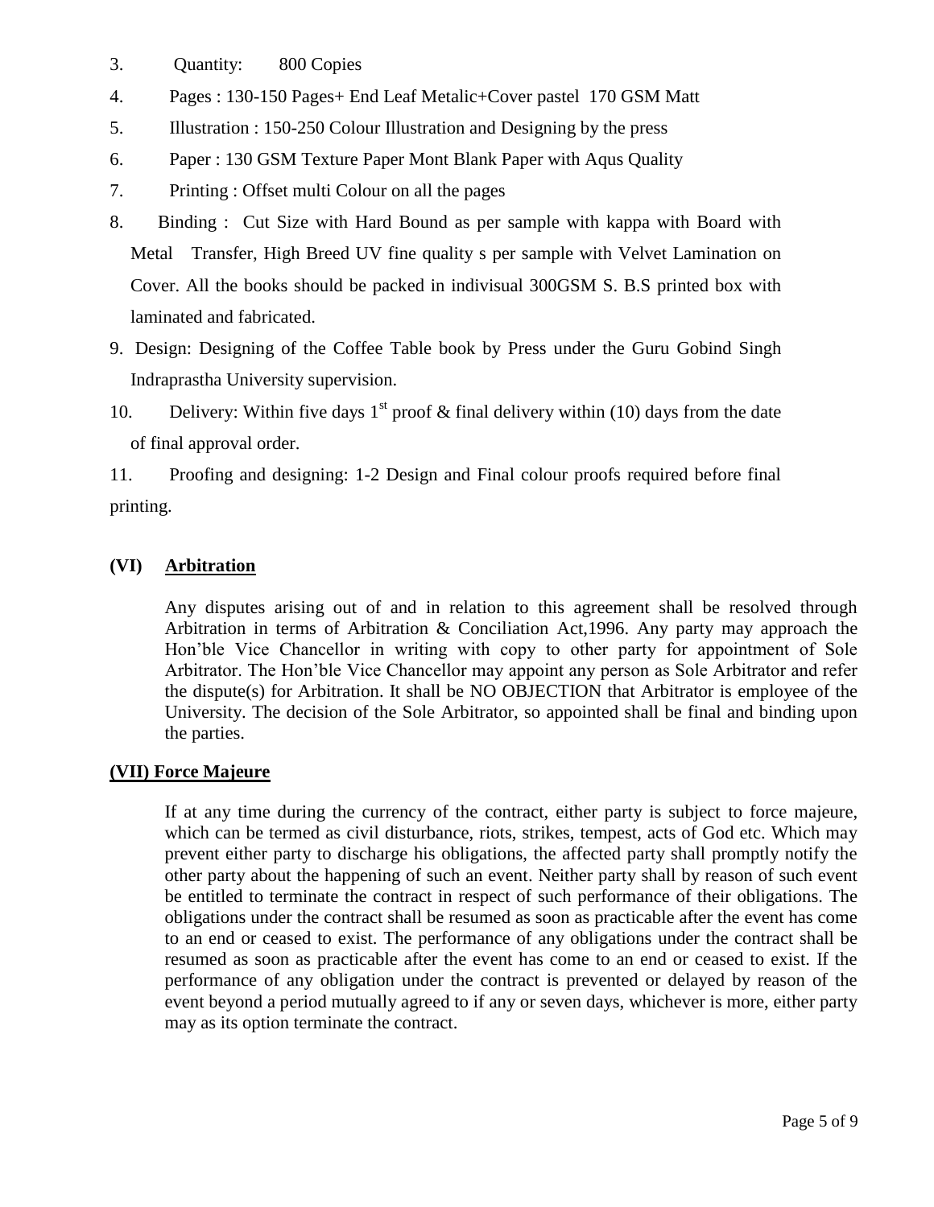3. Quantity: 800 Copies
4. Pages : 130-150 Pages+ End Leaf Metalic+Cover pastel 170 GSM Matt
5. Illustration : 150-250 Colour Illustration and Designing by the press
6. Paper : 130 GSM Texture Paper Mont Blank Paper with Aqus Quality
7. Printing : Offset multi Colour on all the pages
8. Binding : Cut Size with Hard Bound as per sample with kappa with Board with Metal Transfer, High Breed UV fine quality s per sample with Velvet Lamination on Cover. All the books should be packed in indivisual 300GSM S. B.S printed box with laminated and fabricated.
9. Design: Designing of the Coffee Table book by Press under the Guru Gobind Singh Indraprastha University supervision.
10. Delivery: Within five days 1st proof & final delivery within (10) days from the date of final approval order.
11. Proofing and designing: 1-2 Design and Final colour proofs required before final printing.

## (VI) Arbitration

Any disputes arising out of and in relation to this agreement shall be resolved through Arbitration in terms of Arbitration & Conciliation Act,1996. Any party may approach the Hon'ble Vice Chancellor in writing with copy to other party for appointment of Sole Arbitrator. The Hon'ble Vice Chancellor may appoint any person as Sole Arbitrator and refer the dispute(s) for Arbitration. It shall be NO OBJECTION that Arbitrator is employee of the University. The decision of the Sole Arbitrator, so appointed shall be final and binding upon the parties.

## (VII) Force Majeure

If at any time during the currency of the contract, either party is subject to force majeure, which can be termed as civil disturbance, riots, strikes, tempest, acts of God etc. Which may prevent either party to discharge his obligations, the affected party shall promptly notify the other party about the happening of such an event. Neither party shall by reason of such event be entitled to terminate the contract in respect of such performance of their obligations. The obligations under the contract shall be resumed as soon as practicable after the event has come to an end or ceased to exist. The performance of any obligations under the contract shall be resumed as soon as practicable after the event has come to an end or ceased to exist. If the performance of any obligation under the contract is prevented or delayed by reason of the event beyond a period mutually agreed to if any or seven days, whichever is more, either party may as its option terminate the contract.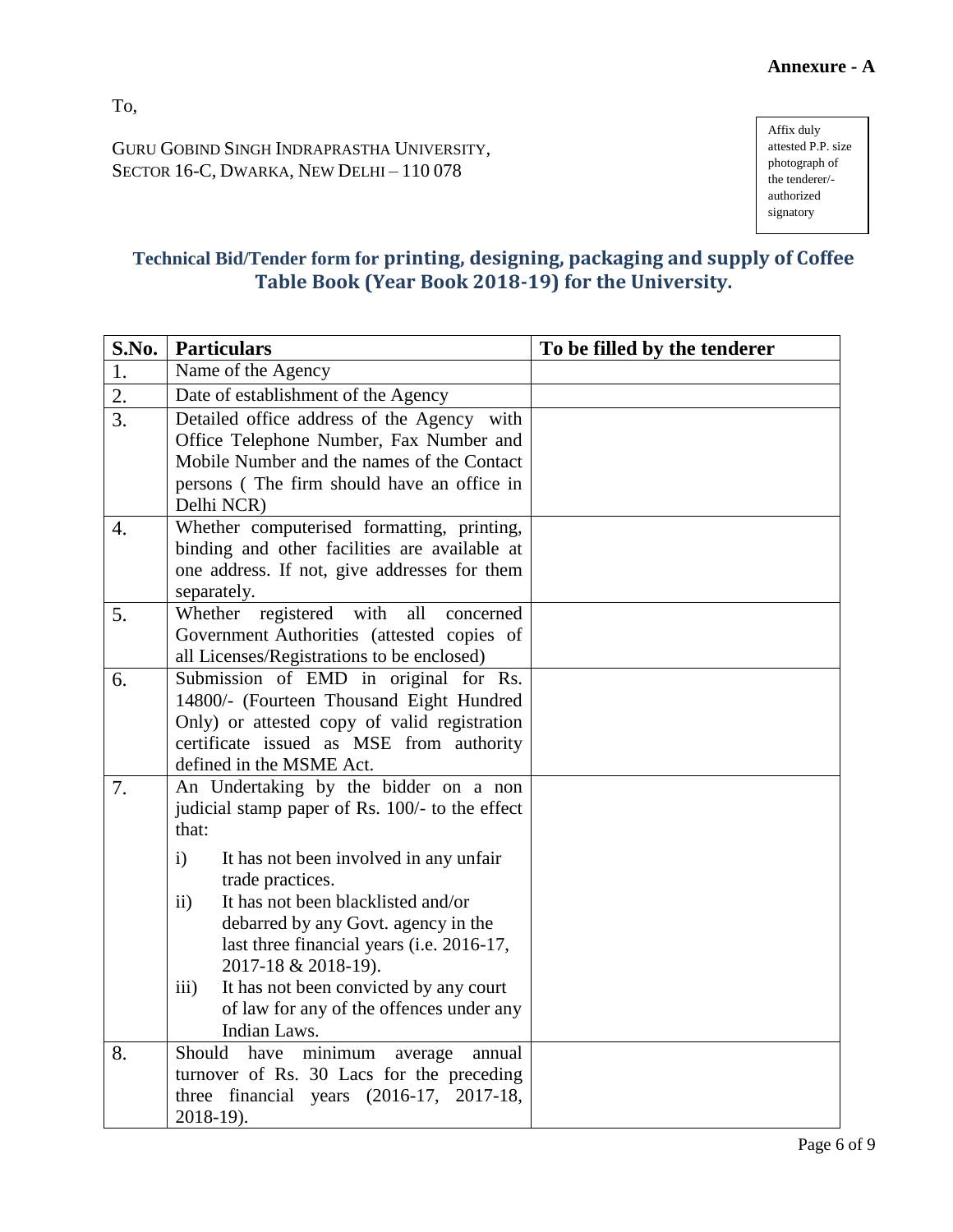**Annexure - A**

To,

GURU GOBIND SINGH INDRAPRASTHA UNIVERSITY,
SECTOR 16-C, DWARKA, NEW DELHI – 110 078

Affix duly attested P.P. size photograph of the tenderer/- authorized signatory

## Technical Bid/Tender form for printing, designing, packaging and supply of Coffee Table Book (Year Book 2018-19) for the University.

| S.No. | Particulars | To be filled by the tenderer |
|---|---|---|
| 1. | Name of the Agency | |
| 2. | Date of establishment of the Agency | |
| 3. | Detailed office address of the Agency with Office Telephone Number, Fax Number and Mobile Number and the names of the Contact persons ( The firm should have an office in Delhi NCR) | |
| 4. | Whether computerised formatting, printing, binding and other facilities are available at one address. If not, give addresses for them separately. | |
| 5. | Whether registered with all concerned Government Authorities (attested copies of all Licenses/Registrations to be enclosed) | |
| 6. | Submission of EMD in original for Rs. 14800/- (Fourteen Thousand Eight Hundred Only) or attested copy of valid registration certificate issued as MSE from authority defined in the MSME Act. | |
| 7. | An Undertaking by the bidder on a non judicial stamp paper of Rs. 100/- to the effect that:<br>i) It has not been involved in any unfair trade practices.<br>ii) It has not been blacklisted and/or debarred by any Govt. agency in the last three financial years (i.e. 2016-17, 2017-18 & 2018-19).<br>iii) It has not been convicted by any court of law for any of the offences under any Indian Laws. | |
| 8. | Should have minimum average annual turnover of Rs. 30 Lacs for the preceding three financial years (2016-17, 2017-18, 2018-19). | |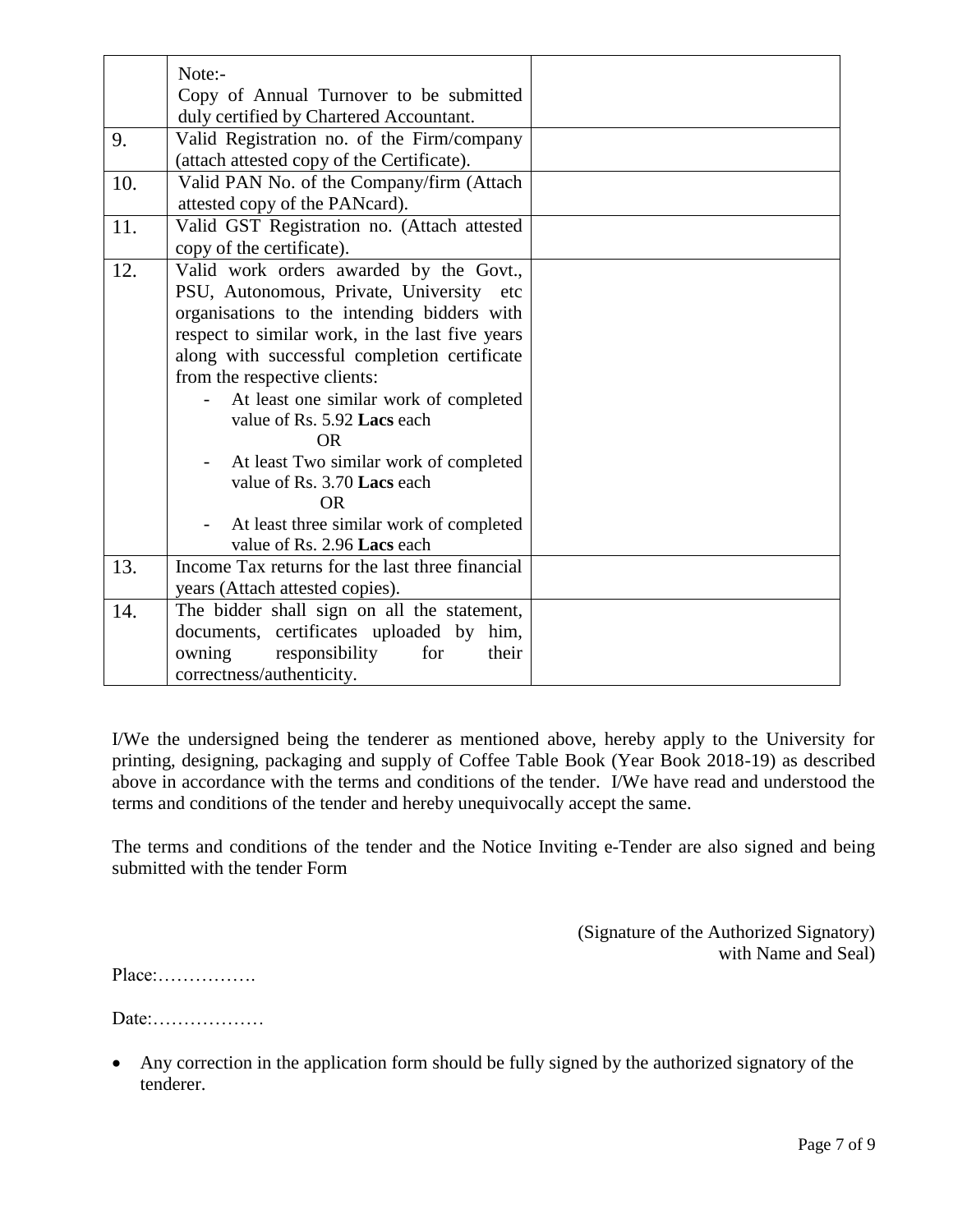| | | |
|---|---|---|
| | Note:-<br>Copy of Annual Turnover to be submitted duly certified by Chartered Accountant. | |
| 9. | Valid Registration no. of the Firm/company (attach attested copy of the Certificate). | |
| 10. | Valid PAN No. of the Company/firm (Attach attested copy of the PANcard). | |
| 11. | Valid GST Registration no. (Attach attested copy of the certificate). | |
| 12. | Valid work orders awarded by the Govt., PSU, Autonomous, Private, University etc organisations to the intending bidders with respect to similar work, in the last five years along with successful completion certificate from the respective clients:<br>- At least one similar work of completed value of Rs. 5.92 **Lacs** each<br>OR<br>- At least Two similar work of completed value of Rs. 3.70 **Lacs** each<br>OR<br>- At least three similar work of completed value of Rs. 2.96 **Lacs** each | |
| 13. | Income Tax returns for the last three financial years (Attach attested copies). | |
| 14. | The bidder shall sign on all the statement, documents, certificates uploaded by him, owning responsibility for their correctness/authenticity. | |

I/We the undersigned being the tenderer as mentioned above, hereby apply to the University for printing, designing, packaging and supply of Coffee Table Book (Year Book 2018-19) as described above in accordance with the terms and conditions of the tender. I/We have read and understood the terms and conditions of the tender and hereby unequivocally accept the same.

The terms and conditions of the tender and the Notice Inviting e-Tender are also signed and being submitted with the tender Form

(Signature of the Authorized Signatory)
with Name and Seal)

Place:…………….

Date:………………

- Any correction in the application form should be fully signed by the authorized signatory of the tenderer.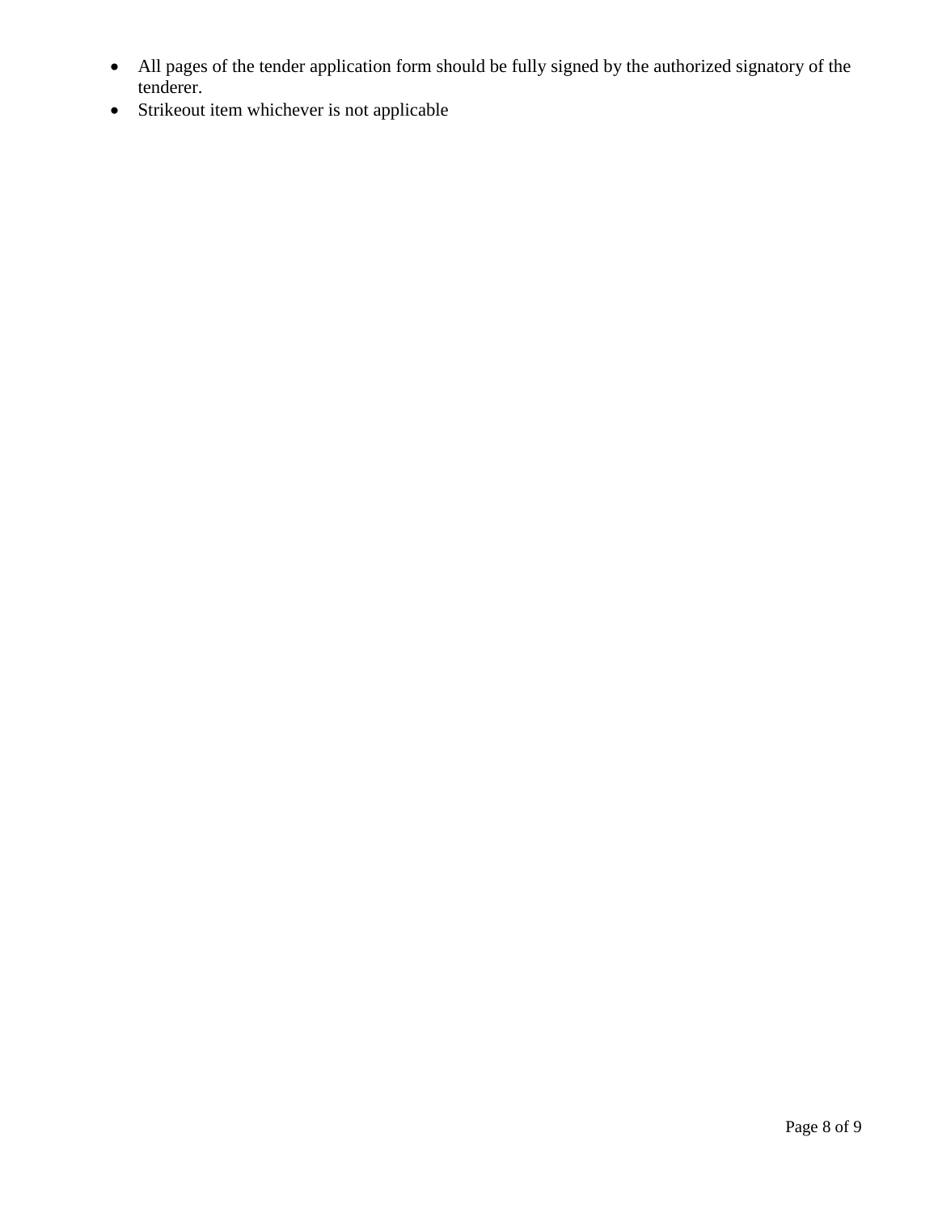- All pages of the tender application form should be fully signed by the authorized signatory of the tenderer.
- Strikeout item whichever is not applicable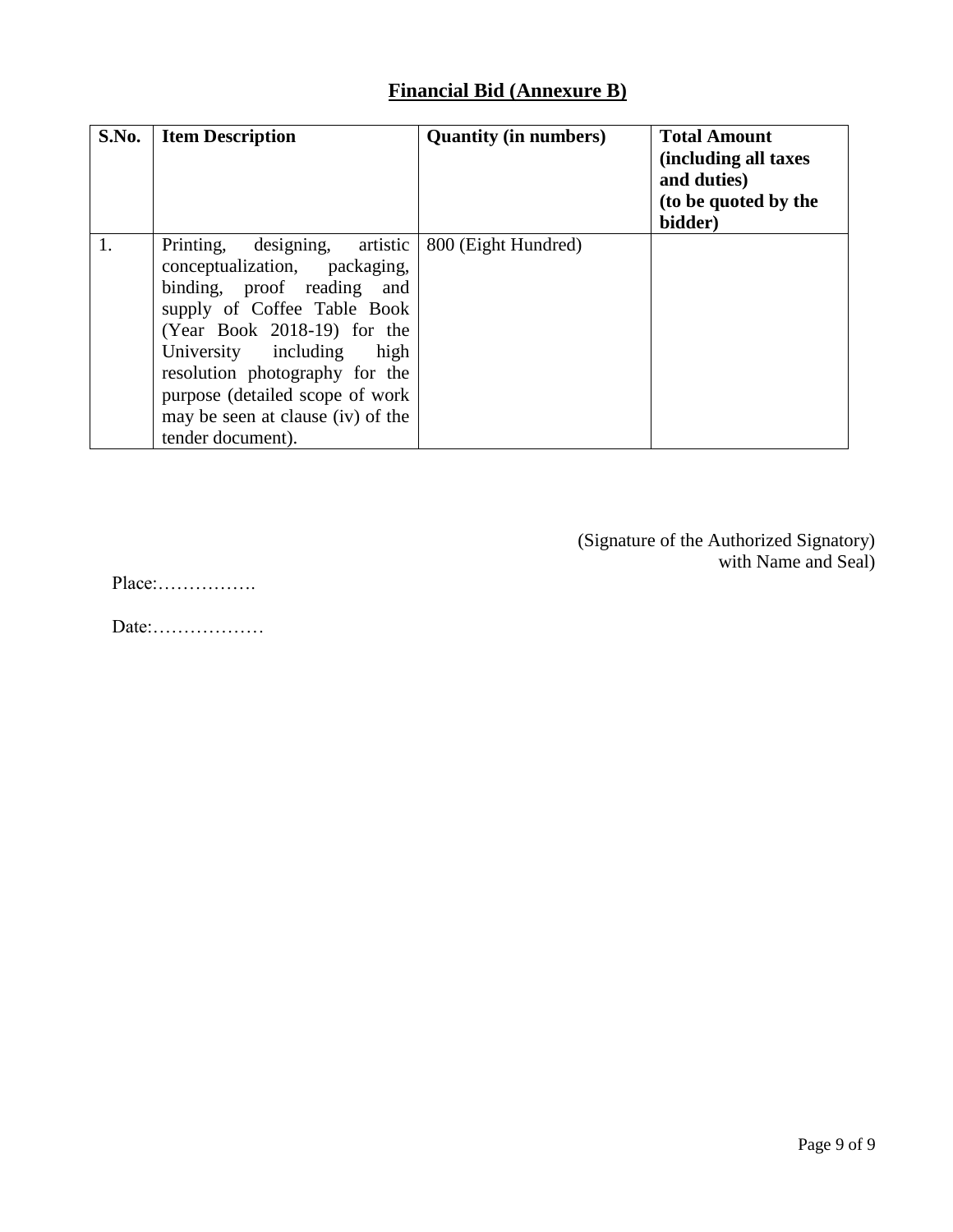## Financial Bid (Annexure B)

| S.No. | Item Description | Quantity (in numbers) | Total Amount (including all taxes and duties) (to be quoted by the bidder) |
|---|---|---|---|
| 1. | Printing, designing, artistic conceptualization, packaging, binding, proof reading and supply of Coffee Table Book (Year Book 2018-19) for the University including high resolution photography for the purpose (detailed scope of work may be seen at clause (iv) of the tender document). | 800 (Eight Hundred) | |

(Signature of the Authorized Signatory)
with Name and Seal)

Place:…………….

Date:………………